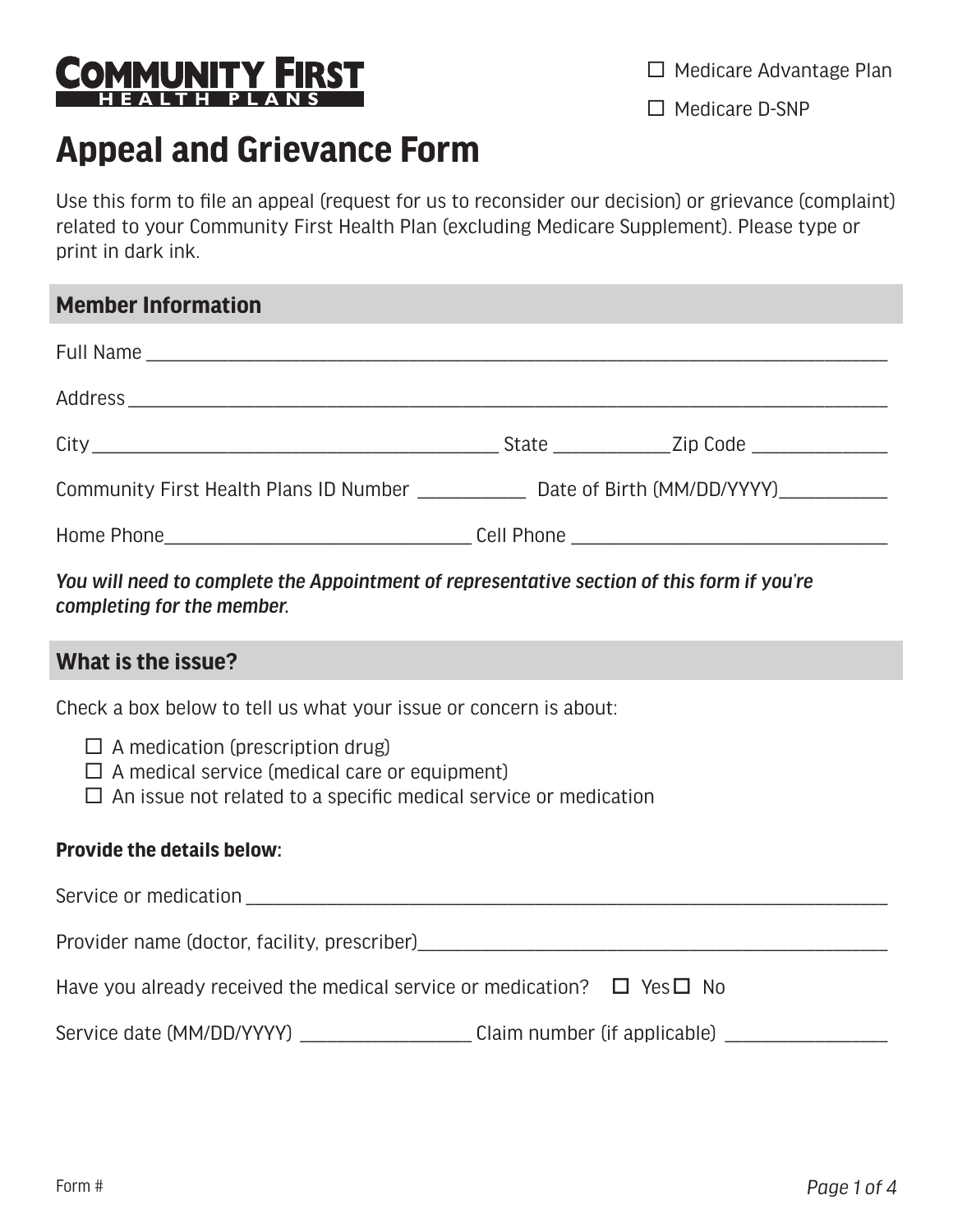**COMMUNITY FIRST HEALTH PLANS**

☐ Medicare Advantage Plan

☐ Medicare D-SNP

# Appeal and Grievance Form

Use this form to file an appeal (request for us to reconsider our decision) or grievance (complaint) related to your Community First Health Plan (excluding Medicare Supplement). Please type or print in dark ink.

## Member Information

Full Name ______________________________________________________________

Address ________________________________________________________________

City ______________________________ State __________ Zip Code ____________

Community First Health Plans ID Number __________ Date of Birth (MM/DD/YYYY) __________

Home Phone ________________________ Cell Phone ________________________

***You will need to complete the Appointment of representative section of this form if you're completing for the member.***

## What is the issue?

Check a box below to tell us what your issue or concern is about:

- ☐ A medication (prescription drug)
- ☐ A medical service (medical care or equipment)
- ☐ An issue not related to a specific medical service or medication

**Provide the details below:**

Service or medication ___________________________________________________

Provider name (doctor, facility, prescriber) _____________________________________

Have you already received the medical service or medication? ☐ Yes ☐ No

Service date (MM/DD/YYYY) ______________ Claim number (if applicable) ______________

Form #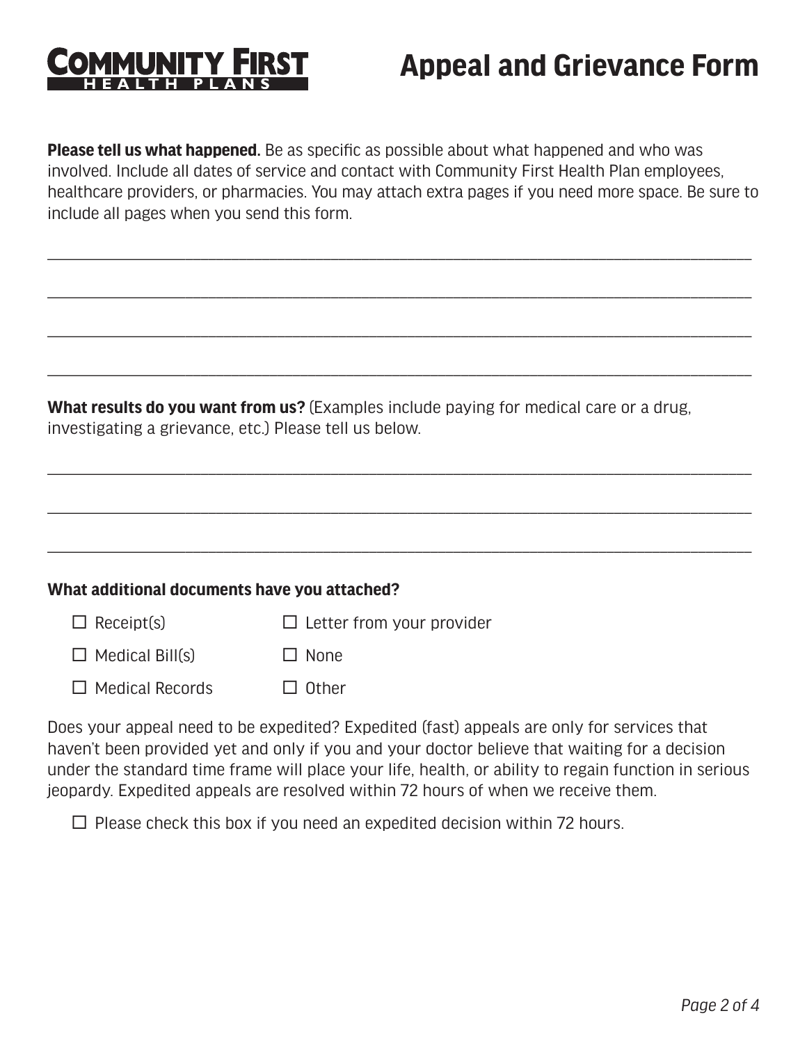# Appeal and Grievance Form

**Please tell us what happened.** Be as specific as possible about what happened and who was involved. Include all dates of service and contact with Community First Health Plan employees, healthcare providers, or pharmacies. You may attach extra pages if you need more space. Be sure to include all pages when you send this form.

______________________________________________________________________________

______________________________________________________________________________

______________________________________________________________________________

______________________________________________________________________________

**What results do you want from us?** (Examples include paying for medical care or a drug, investigating a grievance, etc.) Please tell us below.

______________________________________________________________________________

______________________________________________________________________________

______________________________________________________________________________

**What additional documents have you attached?**

- ☐ Receipt(s)
- ☐ Letter from your provider
- ☐ Medical Bill(s)
- ☐ None
- ☐ Medical Records
- ☐ Other

Does your appeal need to be expedited? Expedited (fast) appeals are only for services that haven't been provided yet and only if you and your doctor believe that waiting for a decision under the standard time frame will place your life, health, or ability to regain function in serious jeopardy. Expedited appeals are resolved within 72 hours of when we receive them.

☐ Please check this box if you need an expedited decision within 72 hours.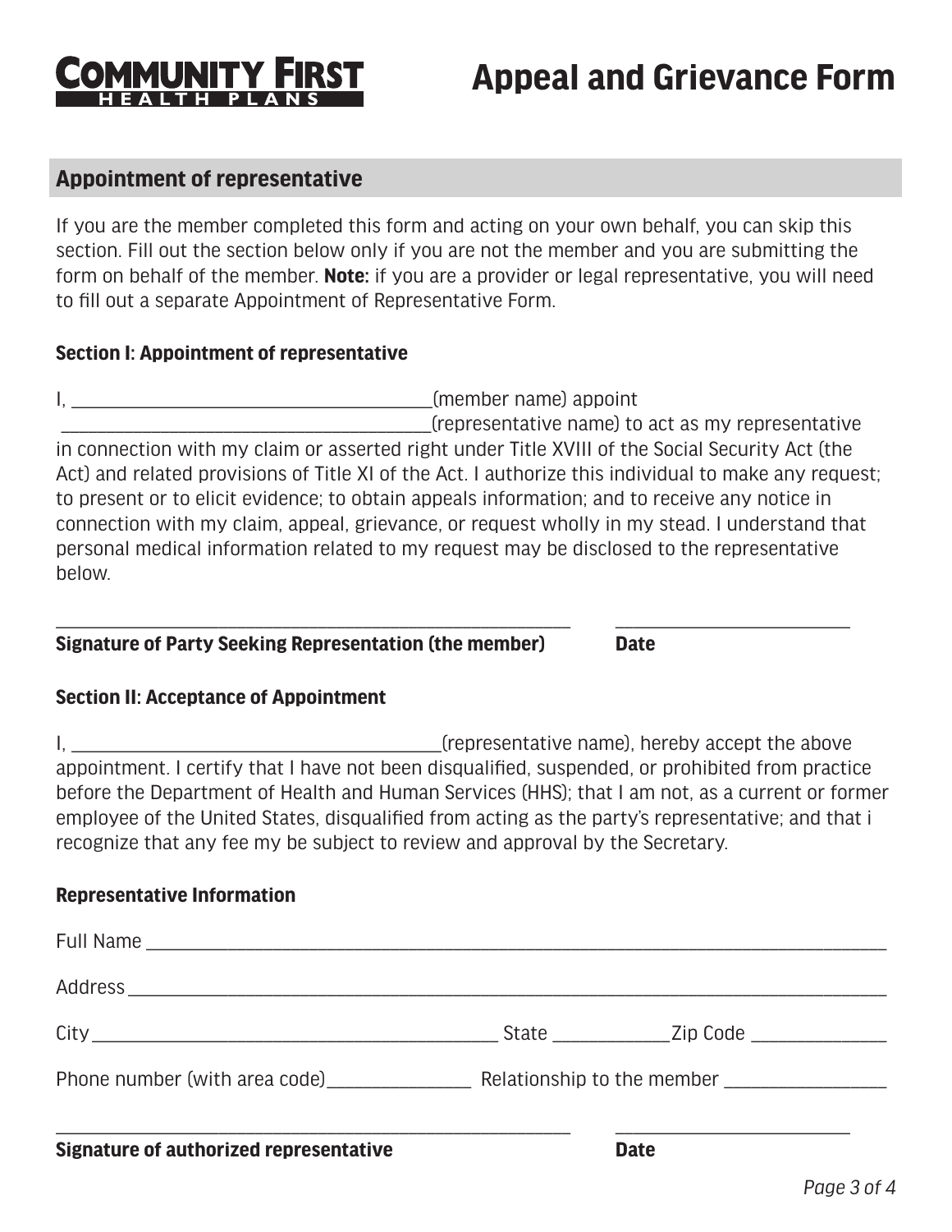**COMMUNITY FIRST HEALTH PLANS**

# Appeal and Grievance Form

## Appointment of representative

If you are the member completed this form and acting on your own behalf, you can skip this section. Fill out the section below only if you are not the member and you are submitting the form on behalf of the member. **Note:** if you are a provider or legal representative, you will need to fill out a separate Appointment of Representative Form.

### Section I: Appointment of representative

I, ________________________________________(member name) appoint ________________________________________(representative name) to act as my representative in connection with my claim or asserted right under Title XVIII of the Social Security Act (the Act) and related provisions of Title XI of the Act. I authorize this individual to make any request; to present or to elicit evidence; to obtain appeals information; and to receive any notice in connection with my claim, appeal, grievance, or request wholly in my stead. I understand that personal medical information related to my request may be disclosed to the representative below.

__________________________________________________________ __________________________

**Signature of Party Seeking Representation (the member)** **Date**

### Section II: Acceptance of Appointment

I, _________________________________________(representative name), hereby accept the above appointment. I certify that I have not been disqualified, suspended, or prohibited from practice before the Department of Health and Human Services (HHS); that I am not, as a current or former employee of the United States, disqualified from acting as the party's representative; and that i recognize that any fee my be subject to review and approval by the Secretary.

### Representative Information

Full Name ________________________________________________________________________________

Address _________________________________________________________________________________

City _____________________________________________ State ____________Zip Code ______________

Phone number (with area code)_______________ Relationship to the member _________________

__________________________________________________________ __________________________

**Signature of authorized representative** **Date**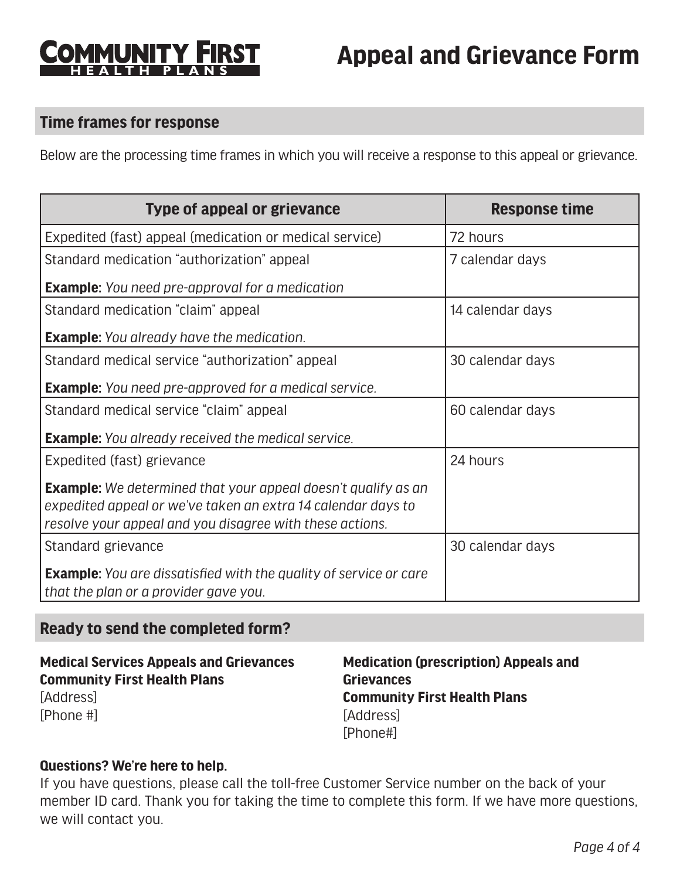# Appeal and Grievance Form

## Time frames for response

Below are the processing time frames in which you will receive a response to this appeal or grievance.

| Type of appeal or grievance | Response time |
|---|---|
| Expedited (fast) appeal (medication or medical service) | 72 hours |
| Standard medication "authorization" appeal<br><br>**Example:** *You need pre-approval for a medication* | 7 calendar days |
| Standard medication "claim" appeal<br><br>**Example:** *You already have the medication.* | 14 calendar days |
| Standard medical service "authorization" appeal<br><br>**Example:** *You need pre-approved for a medical service.* | 30 calendar days |
| Standard medical service "claim" appeal<br><br>**Example:** *You already received the medical service.* | 60 calendar days |
| Expedited (fast) grievance<br><br>**Example:** *We determined that your appeal doesn't qualify as an expedited appeal or we've taken an extra 14 calendar days to resolve your appeal and you disagree with these actions.* | 24 hours |
| Standard grievance<br><br>**Example:** *You are dissatisfied with the quality of service or care that the plan or a provider gave you.* | 30 calendar days |

## Ready to send the completed form?

**Medical Services Appeals and Grievances**
**Community First Health Plans**
[Address]
[Phone #]

**Medication (prescription) Appeals and Grievances**
**Community First Health Plans**
[Address]
[Phone#]

### Questions? We're here to help.

If you have questions, please call the toll-free Customer Service number on the back of your member ID card. Thank you for taking the time to complete this form. If we have more questions, we will contact you.